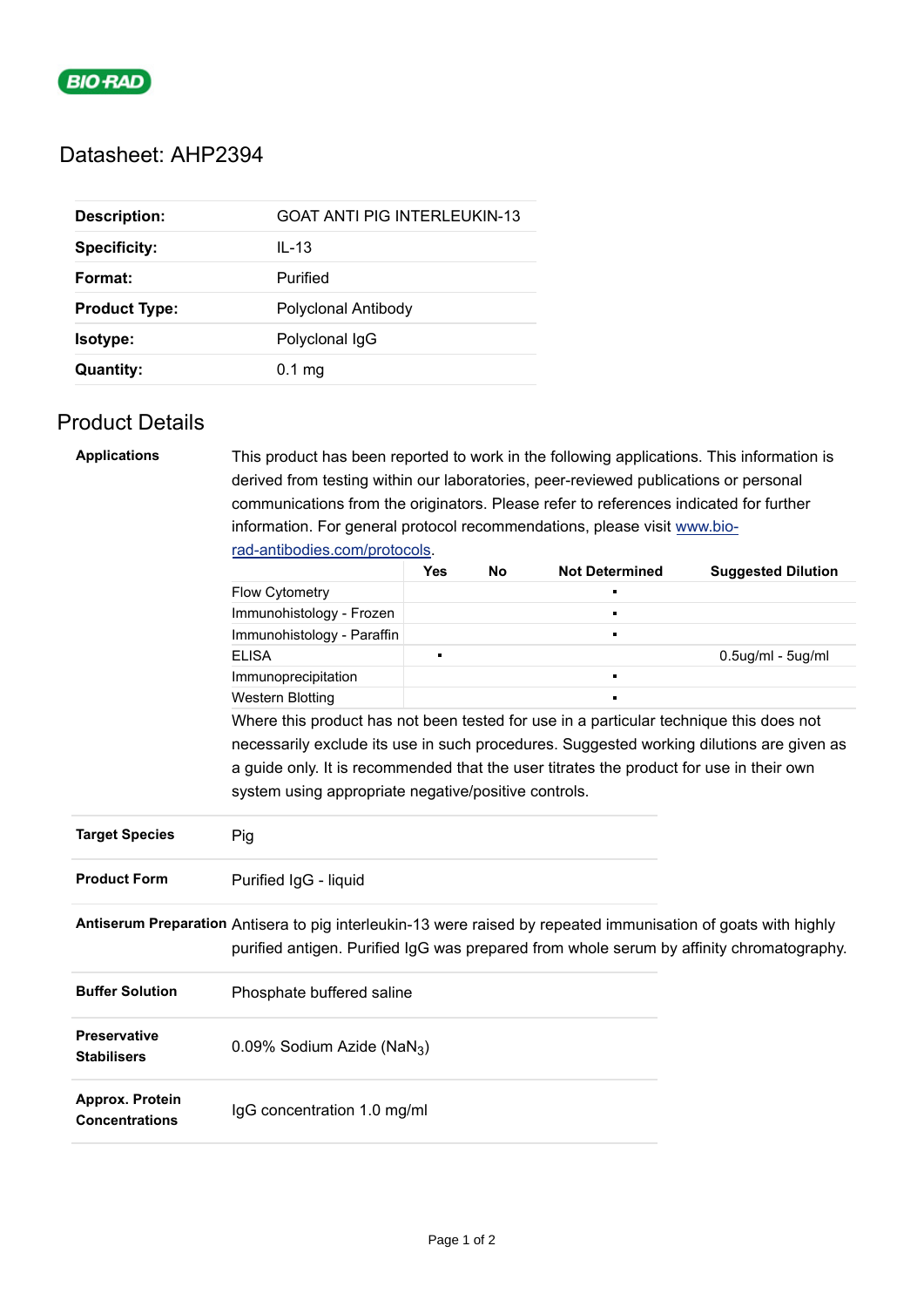# Datasheet: AHP2394

| | |
|---|---|
| **Description:** | GOAT ANTI PIG INTERLEUKIN-13 |
| **Specificity:** | IL-13 |
| **Format:** | Purified |
| **Product Type:** | Polyclonal Antibody |
| **Isotype:** | Polyclonal IgG |
| **Quantity:** | 0.1 mg |

## Product Details

**Applications**

This product has been reported to work in the following applications. This information is derived from testing within our laboratories, peer-reviewed publications or personal communications from the originators. Please refer to references indicated for further information. For general protocol recommendations, please visit [www.bio-rad-antibodies.com/protocols](www.bio-rad-antibodies.com/protocols).

| | Yes | No | Not Determined | Suggested Dilution |
|---|---|---|---|---|
| Flow Cytometry | | | ▪ | |
| Immunohistology - Frozen | | | ▪ | |
| Immunohistology - Paraffin | | | ▪ | |
| ELISA | ▪ | | | 0.5ug/ml - 5ug/ml |
| Immunoprecipitation | | | ▪ | |
| Western Blotting | | | ▪ | |

Where this product has not been tested for use in a particular technique this does not necessarily exclude its use in such procedures. Suggested working dilutions are given as a guide only. It is recommended that the user titrates the product for use in their own system using appropriate negative/positive controls.

| | |
|---|---|
| **Target Species** | Pig |
| **Product Form** | Purified IgG - liquid |
| **Antiserum Preparation** | Antisera to pig interleukin-13 were raised by repeated immunisation of goats with highly purified antigen. Purified IgG was prepared from whole serum by affinity chromatography. |
| **Buffer Solution** | Phosphate buffered saline |
| **Preservative Stabilisers** | 0.09% Sodium Azide ($NaN_3$) |
| **Approx. Protein Concentrations** | IgG concentration 1.0 mg/ml |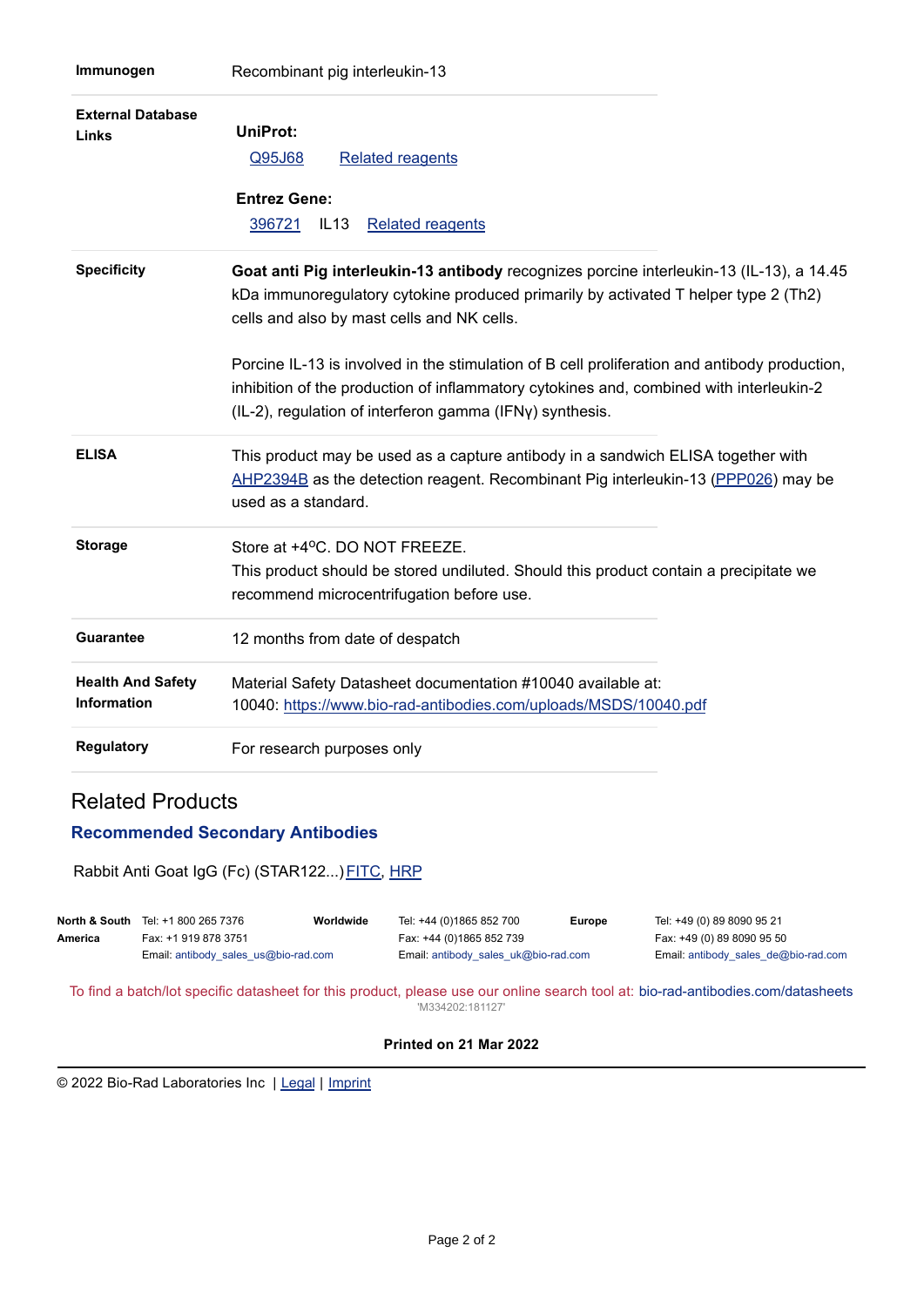| | |
|---|---|
| **Immunogen** | Recombinant pig interleukin-13 |
| **External Database Links** | **UniProt:**<br>Q95J68 Related reagents<br><br>**Entrez Gene:**<br>396721 IL13 Related reagents |
| **Specificity** | **Goat anti Pig interleukin-13 antibody** recognizes porcine interleukin-13 (IL-13), a 14.45 kDa immunoregulatory cytokine produced primarily by activated T helper type 2 (Th2) cells and also by mast cells and NK cells.<br><br>Porcine IL-13 is involved in the stimulation of B cell proliferation and antibody production, inhibition of the production of inflammatory cytokines and, combined with interleukin-2 (IL-2), regulation of interferon gamma (IFNγ) synthesis. |
| **ELISA** | This product may be used as a capture antibody in a sandwich ELISA together with AHP2394B as the detection reagent. Recombinant Pig interleukin-13 (PPP026) may be used as a standard. |
| **Storage** | Store at +4$^{o}$C. DO NOT FREEZE.<br>This product should be stored undiluted. Should this product contain a precipitate we recommend microcentrifugation before use. |
| **Guarantee** | 12 months from date of despatch |
| **Health And Safety Information** | Material Safety Datasheet documentation #10040 available at:<br>10040: https://www.bio-rad-antibodies.com/uploads/MSDS/10040.pdf |
| **Regulatory** | For research purposes only |

## Related Products

### Recommended Secondary Antibodies

Rabbit Anti Goat IgG (Fc) (STAR122...) FITC, HRP

| | | | | | |
|---|---|---|---|---|---|
| **North & South America** | Tel: +1 800 265 7376<br>Fax: +1 919 878 3751<br>Email: antibody_sales_us@bio-rad.com | **Worldwide** | Tel: +44 (0)1865 852 700<br>Fax: +44 (0)1865 852 739<br>Email: antibody_sales_uk@bio-rad.com | **Europe** | Tel: +49 (0) 89 8090 95 21<br>Fax: +49 (0) 89 8090 95 50<br>Email: antibody_sales_de@bio-rad.com |

To find a batch/lot specific datasheet for this product, please use our online search tool at: bio-rad-antibodies.com/datasheets

'M334202:181127'

**Printed on 21 Mar 2022**

© 2022 Bio-Rad Laboratories Inc | Legal | Imprint